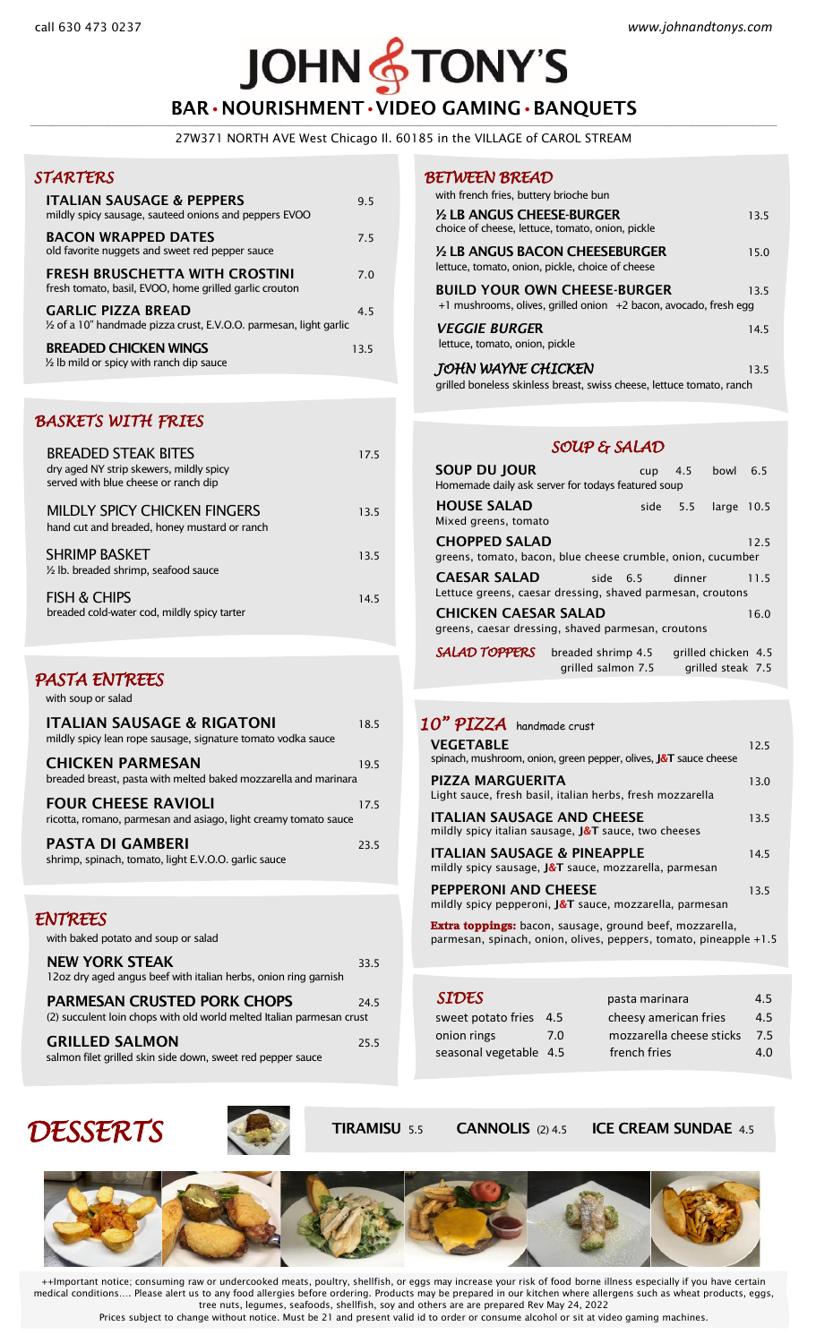call 630 473 0237

www.johnandtonys.com

# JOHN & TONY'S

## BAR • NOURISHMENT • VIDEO GAMING • BANQUETS

27W371 NORTH AVE West Chicago Il. 60185 in the VILLAGE of CAROL STREAM

## STARTERS

**ITALIAN SAUSAGE & PEPPERS** 9.5
mildly spicy sausage, sauteed onions and peppers EVOO

**BACON WRAPPED DATES** 7.5
old favorite nuggets and sweet red pepper sauce

**FRESH BRUSCHETTA WITH CROSTINI** 7.0
fresh tomato, basil, EVOO, home grilled garlic crouton

**GARLIC PIZZA BREAD** 4.5
½ of a 10" handmade pizza crust, E.V.O.O. parmesan, light garlic

**BREADED CHICKEN WINGS** 13.5
½ lb mild or spicy with ranch dip sauce

## BASKETS WITH FRIES

BREADED STEAK BITES 17.5
dry aged NY strip skewers, mildly spicy
served with blue cheese or ranch dip

MILDLY SPICY CHICKEN FINGERS 13.5
hand cut and breaded, honey mustard or ranch

SHRIMP BASKET 13.5
½ lb. breaded shrimp, seafood sauce

FISH & CHIPS 14.5
breaded cold-water cod, mildly spicy tarter

## PASTA ENTREES

with soup or salad

**ITALIAN SAUSAGE & RIGATONI** 18.5
mildly spicy lean rope sausage, signature tomato vodka sauce

**CHICKEN PARMESAN** 19.5
breaded breast, pasta with melted baked mozzarella and marinara

**FOUR CHEESE RAVIOLI** 17.5
ricotta, romano, parmesan and asiago, light creamy tomato sauce

**PASTA DI GAMBERI** 23.5
shrimp, spinach, tomato, light E.V.O.O. garlic sauce

## ENTREES

with baked potato and soup or salad

**NEW YORK STEAK** 33.5
12oz dry aged angus beef with italian herbs, onion ring garnish

**PARMESAN CRUSTED PORK CHOPS** 24.5
(2) succulent loin chops with old world melted Italian parmesan crust

**GRILLED SALMON** 25.5
salmon filet grilled skin side down, sweet red pepper sauce

## BETWEEN BREAD

with french fries, buttery brioche bun

**½ LB ANGUS CHEESE-BURGER** 13.5
choice of cheese, lettuce, tomato, onion, pickle

**½ LB ANGUS BACON CHEESEBURGER** 15.0
lettuce, tomato, onion, pickle, choice of cheese

**BUILD YOUR OWN CHEESE-BURGER** 13.5
+1 mushrooms, olives, grilled onion +2 bacon, avocado, fresh egg

***VEGGIE BURGER*** 14.5
lettuce, tomato, onion, pickle

***JOHN WAYNE CHICKEN*** 13.5
grilled boneless skinless breast, swiss cheese, lettuce tomato, ranch

## SOUP & SALAD

**SOUP DU JOUR** cup 4.5 bowl 6.5
Homemade daily ask server for todays featured soup

**HOUSE SALAD** side 5.5 large 10.5
Mixed greens, tomato

**CHOPPED SALAD** 12.5
greens, tomato, bacon, blue cheese crumble, onion, cucumber

**CAESAR SALAD** side 6.5 dinner 11.5
Lettuce greens, caesar dressing, shaved parmesan, croutons

**CHICKEN CAESAR SALAD** 16.0
greens, caesar dressing, shaved parmesan, croutons

***SALAD TOPPERS*** breaded shrimp 4.5 grilled chicken 4.5 grilled salmon 7.5 grilled steak 7.5

## 10" PIZZA handmade crust

**VEGETABLE** 12.5
spinach, mushroom, onion, green pepper, olives, J&T sauce cheese

**PIZZA MARGUERITA** 13.0
Light sauce, fresh basil, italian herbs, fresh mozzarella

**ITALIAN SAUSAGE AND CHEESE** 13.5
mildly spicy italian sausage, J&T sauce, two cheeses

**ITALIAN SAUSAGE & PINEAPPLE** 14.5
mildly spicy sausage, J&T sauce, mozzarella, parmesan

**PEPPERONI AND CHEESE** 13.5
mildly spicy pepperoni, J&T sauce, mozzarella, parmesan

**Extra toppings:** bacon, sausage, ground beef, mozzarella, parmesan, spinach, onion, olives, peppers, tomato, pineapple +1.5

## SIDES

| | | | |
|---|---|---|---|
| sweet potato fries | 4.5 | pasta marinara | 4.5 |
| onion rings | 7.0 | cheesy american fries | 4.5 |
| seasonal vegetable | 4.5 | mozzarella cheese sticks | 7.5 |
| | | french fries | 4.0 |

## DESSERTS

**TIRAMISU** 5.5 **CANNOLIS** (2) 4.5 **ICE CREAM SUNDAE** 4.5

++Important notice; consuming raw or undercooked meats, poultry, shellfish, or eggs may increase your risk of food borne illness especially if you have certain medical conditions.... Please alert us to any food allergies before ordering. Products may be prepared in our kitchen where allergens such as wheat products, eggs, tree nuts, legumes, seafoods, shellfish, soy and others are prepared Rev May 24, 2022

Prices subject to change without notice. Must be 21 and present valid id to order or consume alcohol or sit at video gaming machines.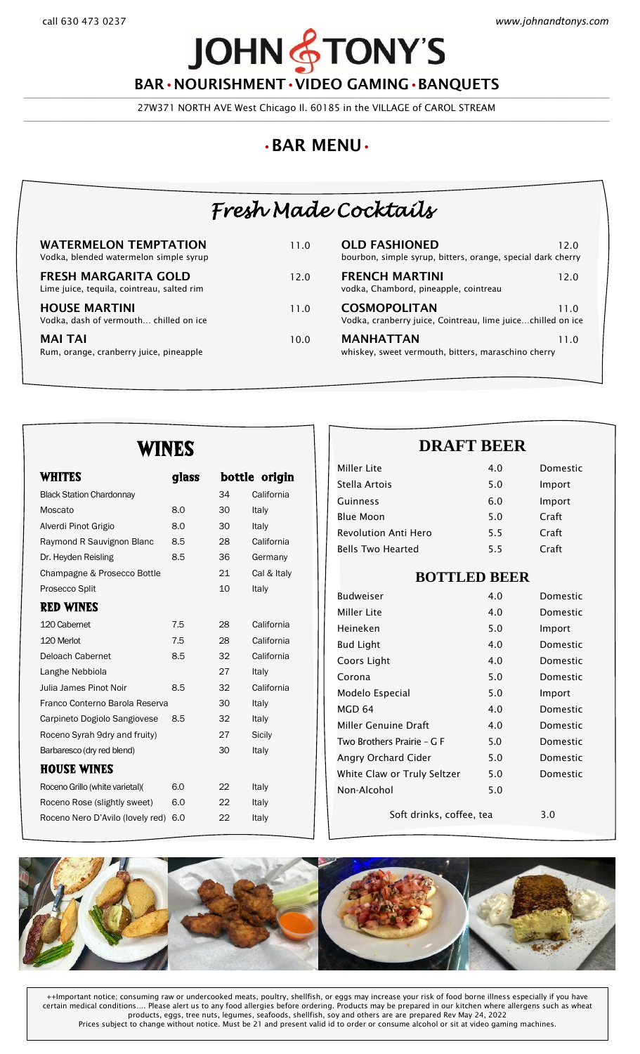call 630 473 0237

www.johnandtonys.com

# JOHN & TONY'S

## BAR • NOURISHMENT • VIDEO GAMING • BANQUETS

27W371 NORTH AVE West Chicago Il. 60185 in the VILLAGE of CAROL STREAM

## • BAR MENU •

## *Fresh Made Cocktails*

**WATERMELON TEMPTATION** 11.0
Vodka, blended watermelon simple syrup

**FRESH MARGARITA GOLD** 12.0
Lime juice, tequila, cointreau, salted rim

**HOUSE MARTINI** 11.0
Vodka, dash of vermouth... chilled on ice

**MAI TAI** 10.0
Rum, orange, cranberry juice, pineapple

**OLD FASHIONED** 12.0
bourbon, simple syrup, bitters, orange, special dark cherry

**FRENCH MARTINI** 12.0
vodka, Chambord, pineapple, cointreau

**COSMOPOLITAN** 11.0
Vodka, cranberry juice, Cointreau, lime juice...chilled on ice

**MANHATTAN** 11.0
whiskey, sweet vermouth, bitters, maraschino cherry

## WINES

| WHITES | glass | bottle | origin |
|---|---|---|---|
| Black Station Chardonnay | | 34 | California |
| Moscato | 8.0 | 30 | Italy |
| Alverdi Pinot Grigio | 8.0 | 30 | Italy |
| Raymond R Sauvignon Blanc | 8.5 | 28 | California |
| Dr. Heyden Reisling | 8.5 | 36 | Germany |
| Champagne & Prosecco Bottle | | 21 | Cal & Italy |
| Prosecco Split | | 10 | Italy |
| **RED WINES** | | | |
| 120 Cabernet | 7.5 | 28 | California |
| 120 Merlot | 7.5 | 28 | California |
| Deloach Cabernet | 8.5 | 32 | California |
| Langhe Nebbiola | | 27 | Italy |
| Julia James Pinot Noir | 8.5 | 32 | California |
| Franco Conterno Barola Reserva | | 30 | Italy |
| Carpineto Dogiolo Sangiovese | 8.5 | 32 | Italy |
| Roceno Syrah 9dry and fruity) | | 27 | Sicily |
| Barbaresco (dry red blend) | | 30 | Italy |
| **HOUSE WINES** | | | |
| Roceno Grillo (white varietal)( | 6.0 | 22 | Italy |
| Roceno Rose (slightly sweet) | 6.0 | 22 | Italy |
| Roceno Nero D'Avilo (lovely red) | 6.0 | 22 | Italy |

## DRAFT BEER

| | | |
|---|---|---|
| Miller Lite | 4.0 | Domestic |
| Stella Artois | 5.0 | Import |
| Guinness | 6.0 | Import |
| Blue Moon | 5.0 | Craft |
| Revolution Anti Hero | 5.5 | Craft |
| Bells Two Hearted | 5.5 | Craft |

## BOTTLED BEER

| | | |
|---|---|---|
| Budweiser | 4.0 | Domestic |
| Miller Lite | 4.0 | Domestic |
| Heineken | 5.0 | Import |
| Bud Light | 4.0 | Domestic |
| Coors Light | 4.0 | Domestic |
| Corona | 5.0 | Domestic |
| Modelo Especial | 5.0 | Import |
| MGD 64 | 4.0 | Domestic |
| Miller Genuine Draft | 4.0 | Domestic |
| Two Brothers Prairie - G F | 5.0 | Domestic |
| Angry Orchard Cider | 5.0 | Domestic |
| White Claw or Truly Seltzer | 5.0 | Domestic |
| Non-Alcohol | 5.0 | |

Soft drinks, coffee, tea 3.0

++Important notice; consuming raw or undercooked meats, poultry, shellfish, or eggs may increase your risk of food borne illness especially if you have certain medical conditions.... Please alert us to any food allergies before ordering. Products may be prepared in our kitchen where allergens such as wheat products, eggs, tree nuts, legumes, seafoods, shellfish, soy and others are are prepared Rev May 24, 2022
Prices subject to change without notice. Must be 21 and present valid id to order or consume alcohol or sit at video gaming machines.